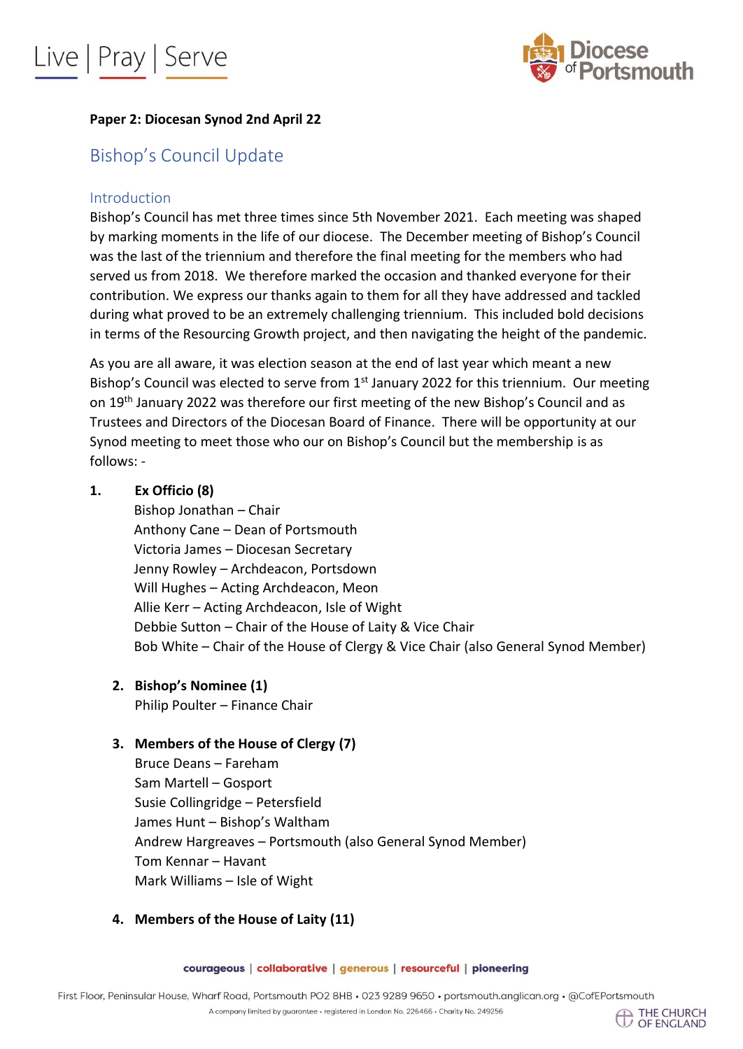**Paper 2: Diocesan Synod 2nd April 22**

# Bishop's Council Update

## Introduction

Bishop's Council has met three times since 5th November 2021. Each meeting was shaped by marking moments in the life of our diocese. The December meeting of Bishop's Council was the last of the triennium and therefore the final meeting for the members who had served us from 2018. We therefore marked the occasion and thanked everyone for their contribution. We express our thanks again to them for all they have addressed and tackled during what proved to be an extremely challenging triennium. This included bold decisions in terms of the Resourcing Growth project, and then navigating the height of the pandemic.

As you are all aware, it was election season at the end of last year which meant a new Bishop's Council was elected to serve from 1st January 2022 for this triennium. Our meeting on 19th January 2022 was therefore our first meeting of the new Bishop's Council and as Trustees and Directors of the Diocesan Board of Finance. There will be opportunity at our Synod meeting to meet those who our on Bishop's Council but the membership is as follows: -

1. **Ex Officio (8)**
   Bishop Jonathan – Chair
   Anthony Cane – Dean of Portsmouth
   Victoria James – Diocesan Secretary
   Jenny Rowley – Archdeacon, Portsdown
   Will Hughes – Acting Archdeacon, Meon
   Allie Kerr – Acting Archdeacon, Isle of Wight
   Debbie Sutton – Chair of the House of Laity & Vice Chair
   Bob White – Chair of the House of Clergy & Vice Chair (also General Synod Member)

2. **Bishop's Nominee (1)**
   Philip Poulter – Finance Chair

3. **Members of the House of Clergy (7)**
   Bruce Deans – Fareham
   Sam Martell – Gosport
   Susie Collingridge – Petersfield
   James Hunt – Bishop's Waltham
   Andrew Hargreaves – Portsmouth (also General Synod Member)
   Tom Kennar – Havant
   Mark Williams – Isle of Wight

4. **Members of the House of Laity (11)**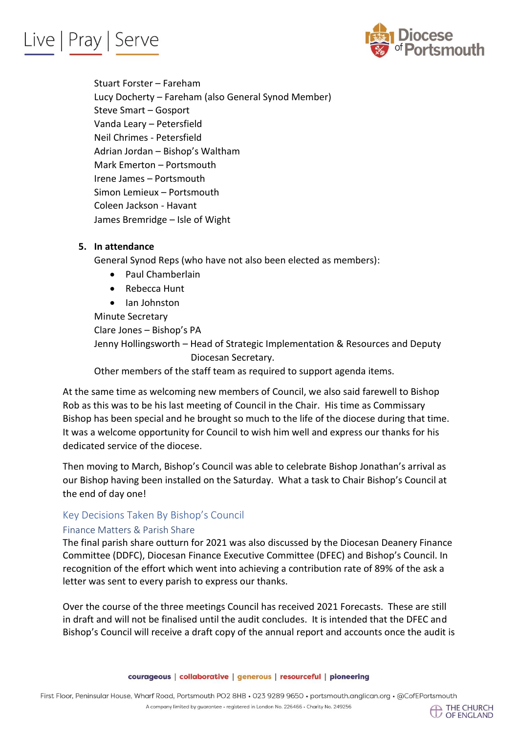Stuart Forster – Fareham
Lucy Docherty – Fareham (also General Synod Member)
Steve Smart – Gosport
Vanda Leary – Petersfield
Neil Chrimes - Petersfield
Adrian Jordan – Bishop's Waltham
Mark Emerton – Portsmouth
Irene James – Portsmouth
Simon Lemieux – Portsmouth
Coleen Jackson - Havant
James Bremridge – Isle of Wight

5. **In attendance**

General Synod Reps (who have not also been elected as members):

- Paul Chamberlain
- Rebecca Hunt
- Ian Johnston

Minute Secretary
Clare Jones – Bishop's PA
Jenny Hollingsworth – Head of Strategic Implementation & Resources and Deputy Diocesan Secretary.
Other members of the staff team as required to support agenda items.

At the same time as welcoming new members of Council, we also said farewell to Bishop Rob as this was to be his last meeting of Council in the Chair. His time as Commissary Bishop has been special and he brought so much to the life of the diocese during that time. It was a welcome opportunity for Council to wish him well and express our thanks for his dedicated service of the diocese.

Then moving to March, Bishop's Council was able to celebrate Bishop Jonathan's arrival as our Bishop having been installed on the Saturday. What a task to Chair Bishop's Council at the end of day one!

## Key Decisions Taken By Bishop's Council

### Finance Matters & Parish Share

The final parish share outturn for 2021 was also discussed by the Diocesan Deanery Finance Committee (DDFC), Diocesan Finance Executive Committee (DFEC) and Bishop's Council. In recognition of the effort which went into achieving a contribution rate of 89% of the ask a letter was sent to every parish to express our thanks.

Over the course of the three meetings Council has received 2021 Forecasts. These are still in draft and will not be finalised until the audit concludes. It is intended that the DFEC and Bishop's Council will receive a draft copy of the annual report and accounts once the audit is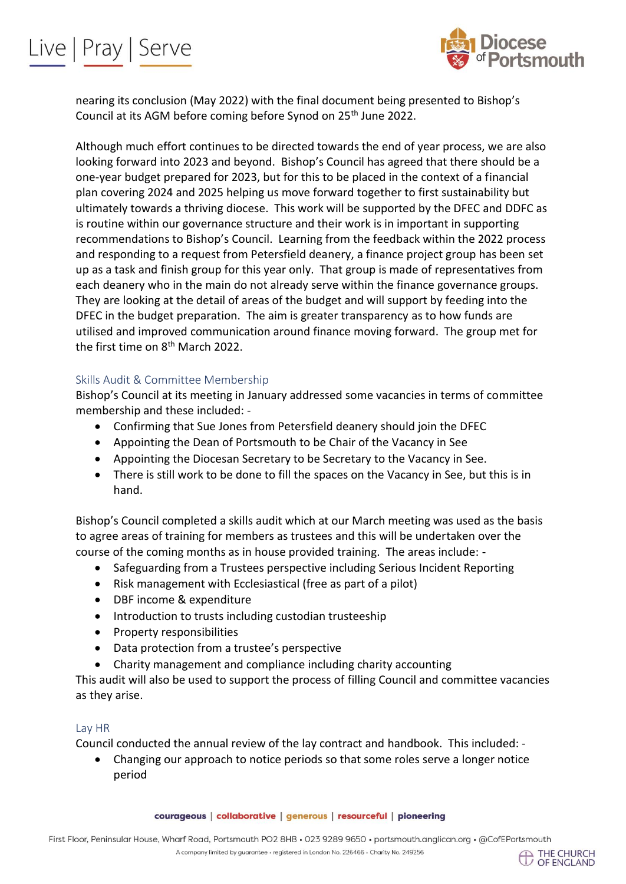nearing its conclusion (May 2022) with the final document being presented to Bishop's Council at its AGM before coming before Synod on 25th June 2022.

Although much effort continues to be directed towards the end of year process, we are also looking forward into 2023 and beyond. Bishop's Council has agreed that there should be a one-year budget prepared for 2023, but for this to be placed in the context of a financial plan covering 2024 and 2025 helping us move forward together to first sustainability but ultimately towards a thriving diocese. This work will be supported by the DFEC and DDFC as is routine within our governance structure and their work is in important in supporting recommendations to Bishop's Council. Learning from the feedback within the 2022 process and responding to a request from Petersfield deanery, a finance project group has been set up as a task and finish group for this year only. That group is made of representatives from each deanery who in the main do not already serve within the finance governance groups. They are looking at the detail of areas of the budget and will support by feeding into the DFEC in the budget preparation. The aim is greater transparency as to how funds are utilised and improved communication around finance moving forward. The group met for the first time on 8th March 2022.

## Skills Audit & Committee Membership

Bishop's Council at its meeting in January addressed some vacancies in terms of committee membership and these included: -

- Confirming that Sue Jones from Petersfield deanery should join the DFEC
- Appointing the Dean of Portsmouth to be Chair of the Vacancy in See
- Appointing the Diocesan Secretary to be Secretary to the Vacancy in See.
- There is still work to be done to fill the spaces on the Vacancy in See, but this is in hand.

Bishop's Council completed a skills audit which at our March meeting was used as the basis to agree areas of training for members as trustees and this will be undertaken over the course of the coming months as in house provided training. The areas include: -

- Safeguarding from a Trustees perspective including Serious Incident Reporting
- Risk management with Ecclesiastical (free as part of a pilot)
- DBF income & expenditure
- Introduction to trusts including custodian trusteeship
- Property responsibilities
- Data protection from a trustee's perspective
- Charity management and compliance including charity accounting

This audit will also be used to support the process of filling Council and committee vacancies as they arise.

## Lay HR

Council conducted the annual review of the lay contract and handbook. This included: -

- Changing our approach to notice periods so that some roles serve a longer notice period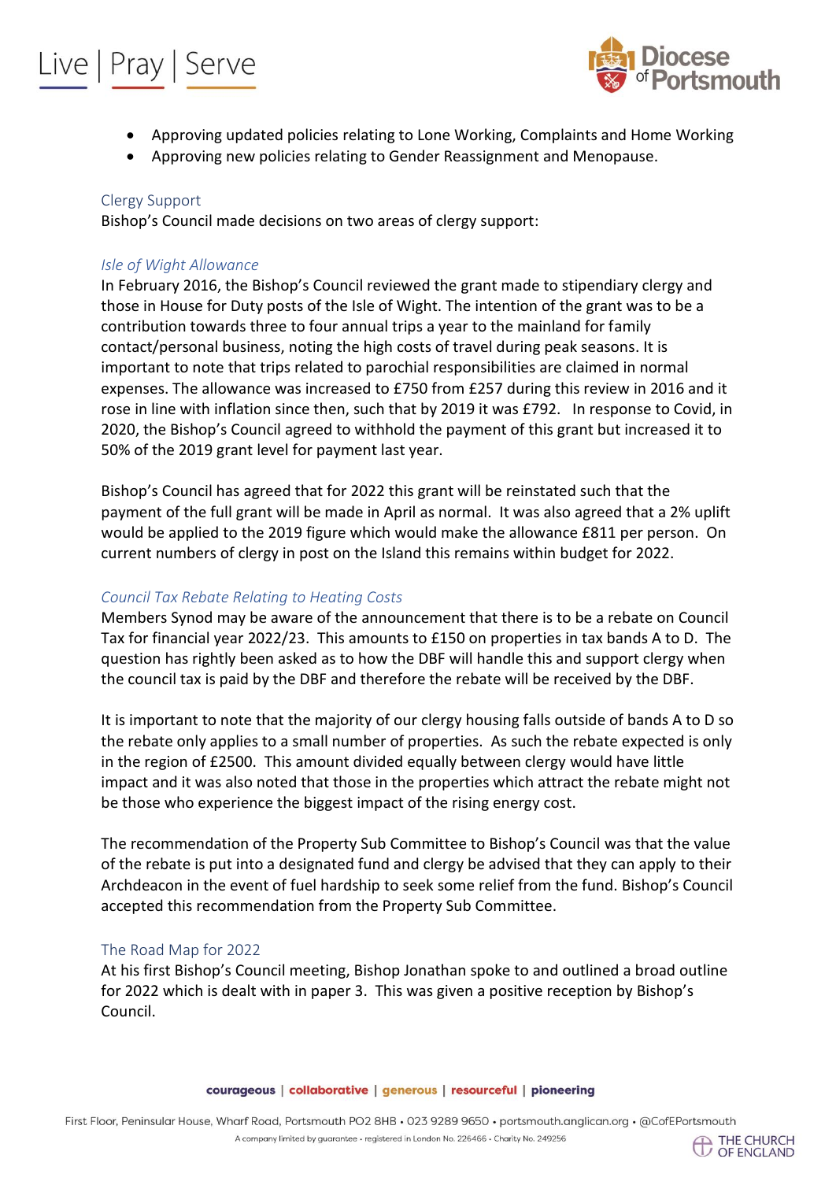- Approving updated policies relating to Lone Working, Complaints and Home Working
- Approving new policies relating to Gender Reassignment and Menopause.

## Clergy Support

Bishop's Council made decisions on two areas of clergy support:

### *Isle of Wight Allowance*

In February 2016, the Bishop's Council reviewed the grant made to stipendiary clergy and those in House for Duty posts of the Isle of Wight. The intention of the grant was to be a contribution towards three to four annual trips a year to the mainland for family contact/personal business, noting the high costs of travel during peak seasons. It is important to note that trips related to parochial responsibilities are claimed in normal expenses. The allowance was increased to £750 from £257 during this review in 2016 and it rose in line with inflation since then, such that by 2019 it was £792. In response to Covid, in 2020, the Bishop's Council agreed to withhold the payment of this grant but increased it to 50% of the 2019 grant level for payment last year.

Bishop's Council has agreed that for 2022 this grant will be reinstated such that the payment of the full grant will be made in April as normal. It was also agreed that a 2% uplift would be applied to the 2019 figure which would make the allowance £811 per person. On current numbers of clergy in post on the Island this remains within budget for 2022.

### *Council Tax Rebate Relating to Heating Costs*

Members Synod may be aware of the announcement that there is to be a rebate on Council Tax for financial year 2022/23. This amounts to £150 on properties in tax bands A to D. The question has rightly been asked as to how the DBF will handle this and support clergy when the council tax is paid by the DBF and therefore the rebate will be received by the DBF.

It is important to note that the majority of our clergy housing falls outside of bands A to D so the rebate only applies to a small number of properties. As such the rebate expected is only in the region of £2500. This amount divided equally between clergy would have little impact and it was also noted that those in the properties which attract the rebate might not be those who experience the biggest impact of the rising energy cost.

The recommendation of the Property Sub Committee to Bishop's Council was that the value of the rebate is put into a designated fund and clergy be advised that they can apply to their Archdeacon in the event of fuel hardship to seek some relief from the fund. Bishop's Council accepted this recommendation from the Property Sub Committee.

## The Road Map for 2022

At his first Bishop's Council meeting, Bishop Jonathan spoke to and outlined a broad outline for 2022 which is dealt with in paper 3. This was given a positive reception by Bishop's Council.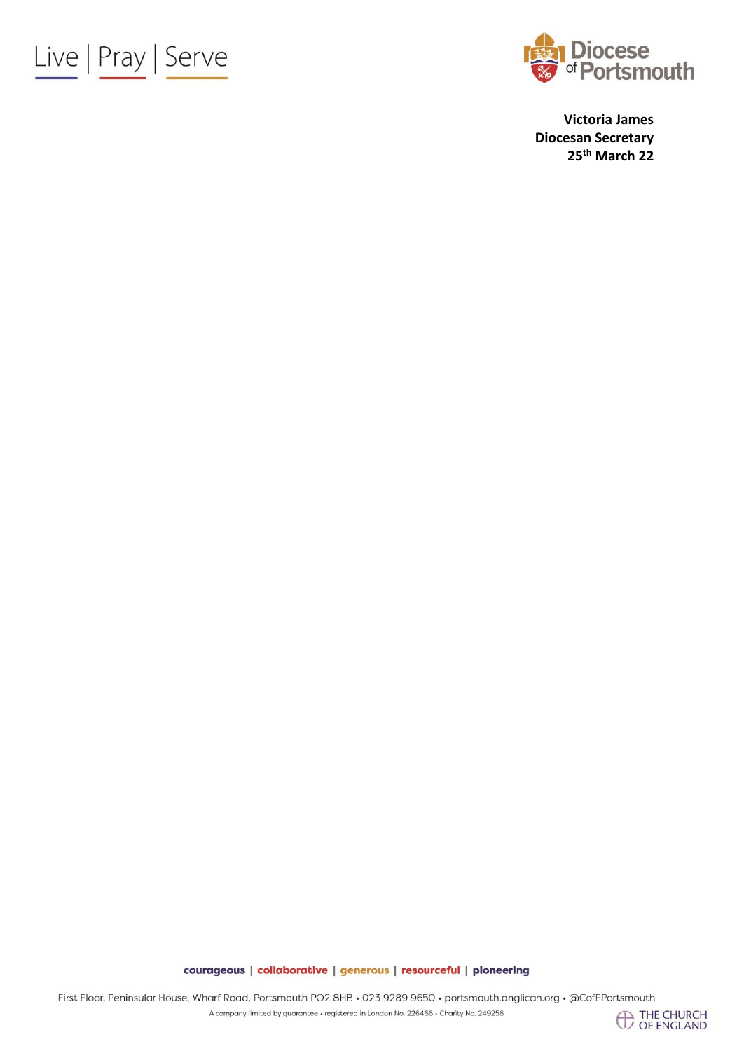Live | Pray | Serve

Diocese of Portsmouth

**Victoria James**
**Diocesan Secretary**
**25th March 22**

**courageous | collaborative | generous | resourceful | pioneering**

First Floor, Peninsular House, Wharf Road, Portsmouth PO2 8HB • 023 9289 9650 • portsmouth.anglican.org • @CofEPortsmouth

A company limited by guarantee • registered in London No. 226466 • Charity No. 249256

THE CHURCH OF ENGLAND